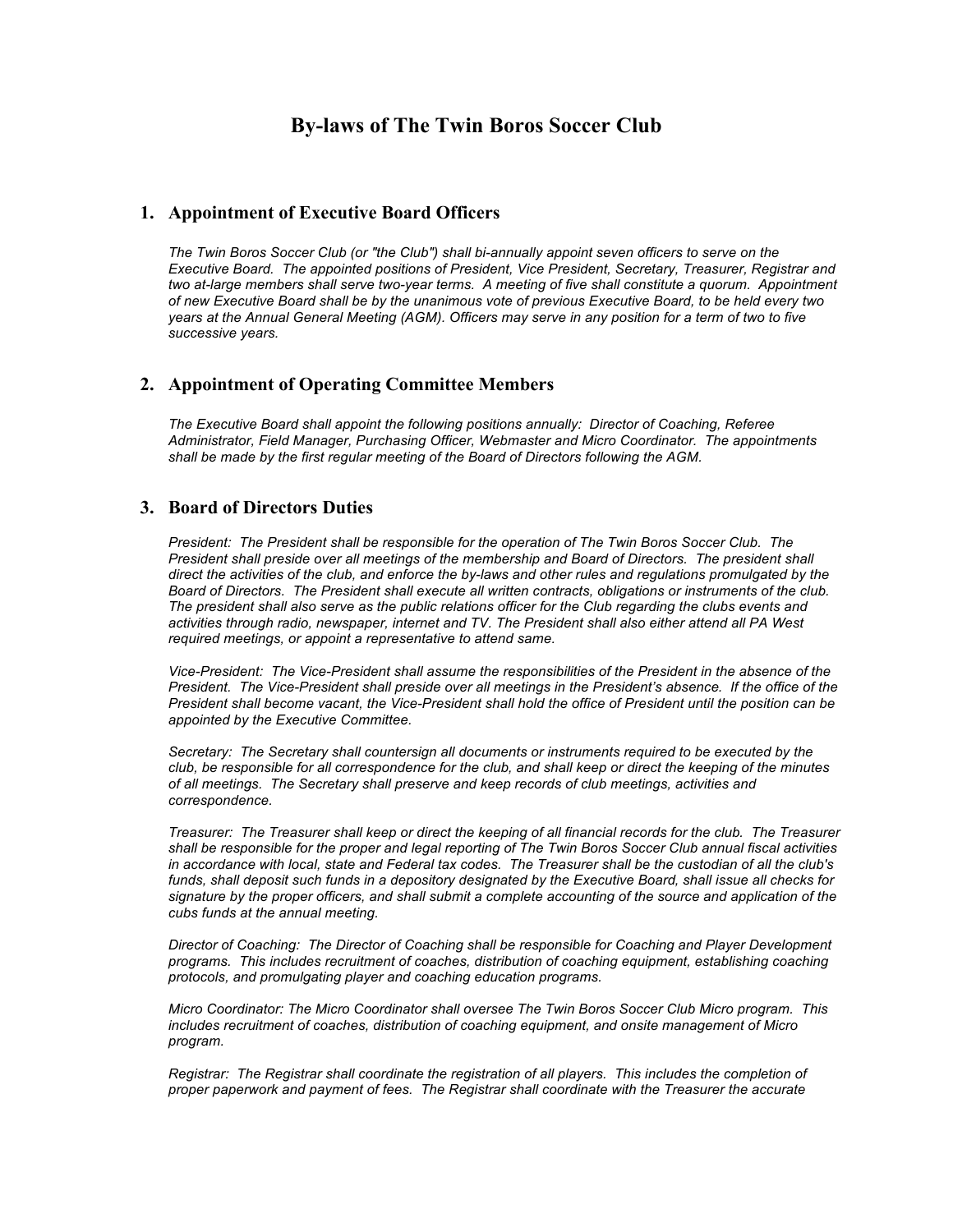# By-laws of The Twin Boros Soccer Club

## 1. Appointment of Executive Board Officers

*The Twin Boros Soccer Club (or "the Club") shall bi-annually appoint seven officers to serve on the Executive Board. The appointed positions of President, Vice President, Secretary, Treasurer, Registrar and two at-large members shall serve two-year terms. A meeting of five shall constitute a quorum. Appointment of new Executive Board shall be by the unanimous vote of previous Executive Board, to be held every two years at the Annual General Meeting (AGM). Officers may serve in any position for a term of two to five successive years.*

## 2. Appointment of Operating Committee Members

*The Executive Board shall appoint the following positions annually: Director of Coaching, Referee Administrator, Field Manager, Purchasing Officer, Webmaster and Micro Coordinator. The appointments shall be made by the first regular meeting of the Board of Directors following the AGM.*

## 3. Board of Directors Duties

*President: The President shall be responsible for the operation of The Twin Boros Soccer Club. The President shall preside over all meetings of the membership and Board of Directors. The president shall direct the activities of the club, and enforce the by-laws and other rules and regulations promulgated by the Board of Directors. The President shall execute all written contracts, obligations or instruments of the club. The president shall also serve as the public relations officer for the Club regarding the clubs events and activities through radio, newspaper, internet and TV. The President shall also either attend all PA West required meetings, or appoint a representative to attend same.*

*Vice-President: The Vice-President shall assume the responsibilities of the President in the absence of the President. The Vice-President shall preside over all meetings in the President's absence. If the office of the President shall become vacant, the Vice-President shall hold the office of President until the position can be appointed by the Executive Committee.*

*Secretary: The Secretary shall countersign all documents or instruments required to be executed by the club, be responsible for all correspondence for the club, and shall keep or direct the keeping of the minutes of all meetings. The Secretary shall preserve and keep records of club meetings, activities and correspondence.*

*Treasurer: The Treasurer shall keep or direct the keeping of all financial records for the club. The Treasurer shall be responsible for the proper and legal reporting of The Twin Boros Soccer Club annual fiscal activities in accordance with local, state and Federal tax codes. The Treasurer shall be the custodian of all the club's funds, shall deposit such funds in a depository designated by the Executive Board, shall issue all checks for signature by the proper officers, and shall submit a complete accounting of the source and application of the cubs funds at the annual meeting.*

*Director of Coaching: The Director of Coaching shall be responsible for Coaching and Player Development programs. This includes recruitment of coaches, distribution of coaching equipment, establishing coaching protocols, and promulgating player and coaching education programs.*

*Micro Coordinator: The Micro Coordinator shall oversee The Twin Boros Soccer Club Micro program. This includes recruitment of coaches, distribution of coaching equipment, and onsite management of Micro program.*

*Registrar: The Registrar shall coordinate the registration of all players. This includes the completion of proper paperwork and payment of fees. The Registrar shall coordinate with the Treasurer the accurate*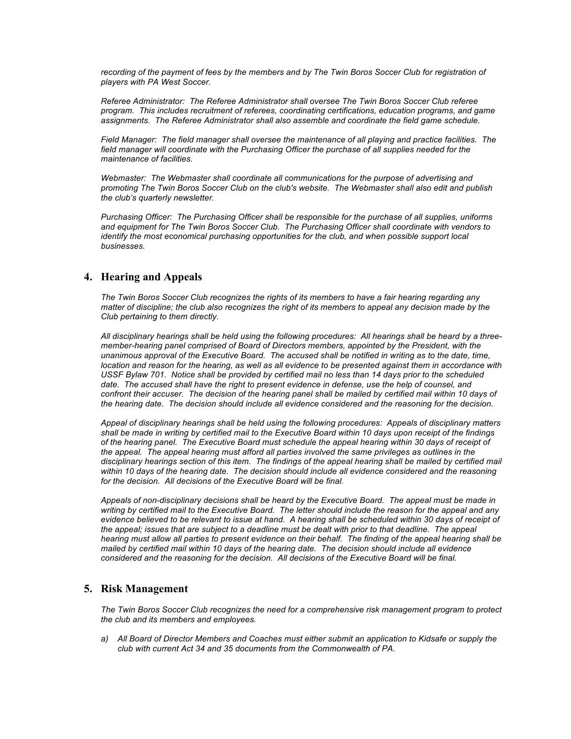*recording of the payment of fees by the members and by The Twin Boros Soccer Club for registration of players with PA West Soccer.*

*Referee Administrator: The Referee Administrator shall oversee The Twin Boros Soccer Club referee program. This includes recruitment of referees, coordinating certifications, education programs, and game assignments. The Referee Administrator shall also assemble and coordinate the field game schedule.*

*Field Manager: The field manager shall oversee the maintenance of all playing and practice facilities. The field manager will coordinate with the Purchasing Officer the purchase of all supplies needed for the maintenance of facilities.*

*Webmaster: The Webmaster shall coordinate all communications for the purpose of advertising and promoting The Twin Boros Soccer Club on the club's website. The Webmaster shall also edit and publish the club's quarterly newsletter.*

*Purchasing Officer: The Purchasing Officer shall be responsible for the purchase of all supplies, uniforms and equipment for The Twin Boros Soccer Club. The Purchasing Officer shall coordinate with vendors to identify the most economical purchasing opportunities for the club, and when possible support local businesses.*

## 4. Hearing and Appeals

*The Twin Boros Soccer Club recognizes the rights of its members to have a fair hearing regarding any matter of discipline; the club also recognizes the right of its members to appeal any decision made by the Club pertaining to them directly.*

*All disciplinary hearings shall be held using the following procedures: All hearings shall be heard by a three-member-hearing panel comprised of Board of Directors members, appointed by the President, with the unanimous approval of the Executive Board. The accused shall be notified in writing as to the date, time, location and reason for the hearing, as well as all evidence to be presented against them in accordance with USSF Bylaw 701. Notice shall be provided by certified mail no less than 14 days prior to the scheduled date. The accused shall have the right to present evidence in defense, use the help of counsel, and confront their accuser. The decision of the hearing panel shall be mailed by certified mail within 10 days of the hearing date. The decision should include all evidence considered and the reasoning for the decision.*

*Appeal of disciplinary hearings shall be held using the following procedures: Appeals of disciplinary matters shall be made in writing by certified mail to the Executive Board within 10 days upon receipt of the findings of the hearing panel. The Executive Board must schedule the appeal hearing within 30 days of receipt of the appeal. The appeal hearing must afford all parties involved the same privileges as outlines in the disciplinary hearings section of this item. The findings of the appeal hearing shall be mailed by certified mail within 10 days of the hearing date. The decision should include all evidence considered and the reasoning for the decision. All decisions of the Executive Board will be final.*

*Appeals of non-disciplinary decisions shall be heard by the Executive Board. The appeal must be made in writing by certified mail to the Executive Board. The letter should include the reason for the appeal and any evidence believed to be relevant to issue at hand. A hearing shall be scheduled within 30 days of receipt of the appeal; issues that are subject to a deadline must be dealt with prior to that deadline. The appeal hearing must allow all parties to present evidence on their behalf. The finding of the appeal hearing shall be mailed by certified mail within 10 days of the hearing date. The decision should include all evidence considered and the reasoning for the decision. All decisions of the Executive Board will be final.*

## 5. Risk Management

*The Twin Boros Soccer Club recognizes the need for a comprehensive risk management program to protect the club and its members and employees.*

*a) All Board of Director Members and Coaches must either submit an application to Kidsafe or supply the club with current Act 34 and 35 documents from the Commonwealth of PA.*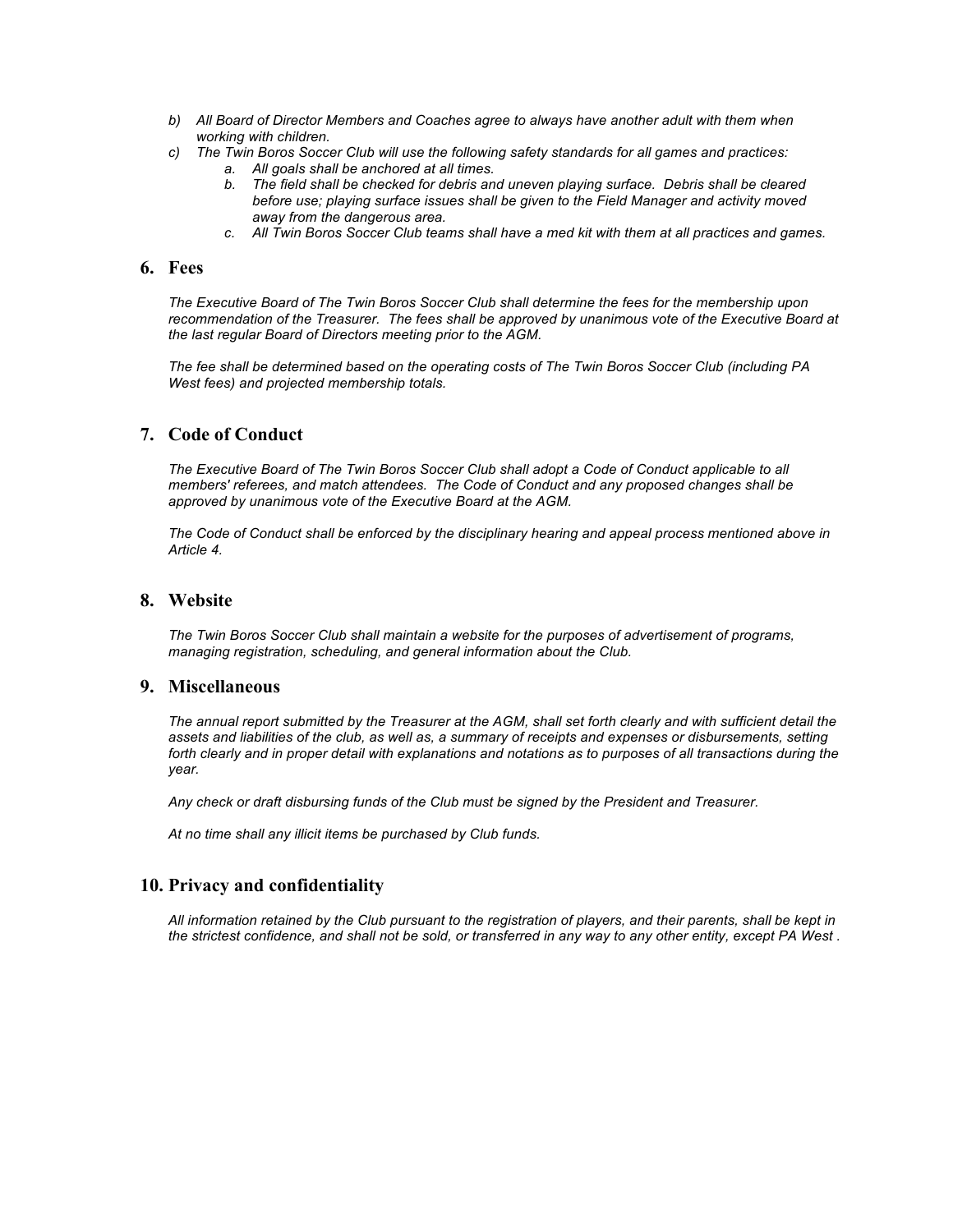b) *All Board of Director Members and Coaches agree to always have another adult with them when working with children.*

c) *The Twin Boros Soccer Club will use the following safety standards for all games and practices:*

   a. *All goals shall be anchored at all times.*
   
   b. *The field shall be checked for debris and uneven playing surface. Debris shall be cleared before use; playing surface issues shall be given to the Field Manager and activity moved away from the dangerous area.*
   
   c. *All Twin Boros Soccer Club teams shall have a med kit with them at all practices and games.*

## 6. Fees

*The Executive Board of The Twin Boros Soccer Club shall determine the fees for the membership upon recommendation of the Treasurer. The fees shall be approved by unanimous vote of the Executive Board at the last regular Board of Directors meeting prior to the AGM.*

*The fee shall be determined based on the operating costs of The Twin Boros Soccer Club (including PA West fees) and projected membership totals.*

## 7. Code of Conduct

*The Executive Board of The Twin Boros Soccer Club shall adopt a Code of Conduct applicable to all members' referees, and match attendees. The Code of Conduct and any proposed changes shall be approved by unanimous vote of the Executive Board at the AGM.*

*The Code of Conduct shall be enforced by the disciplinary hearing and appeal process mentioned above in Article 4.*

## 8. Website

*The Twin Boros Soccer Club shall maintain a website for the purposes of advertisement of programs, managing registration, scheduling, and general information about the Club.*

## 9. Miscellaneous

*The annual report submitted by the Treasurer at the AGM, shall set forth clearly and with sufficient detail the assets and liabilities of the club, as well as, a summary of receipts and expenses or disbursements, setting forth clearly and in proper detail with explanations and notations as to purposes of all transactions during the year.*

*Any check or draft disbursing funds of the Club must be signed by the President and Treasurer.*

*At no time shall any illicit items be purchased by Club funds.*

## 10. Privacy and confidentiality

*All information retained by the Club pursuant to the registration of players, and their parents, shall be kept in the strictest confidence, and shall not be sold, or transferred in any way to any other entity, except PA West .*